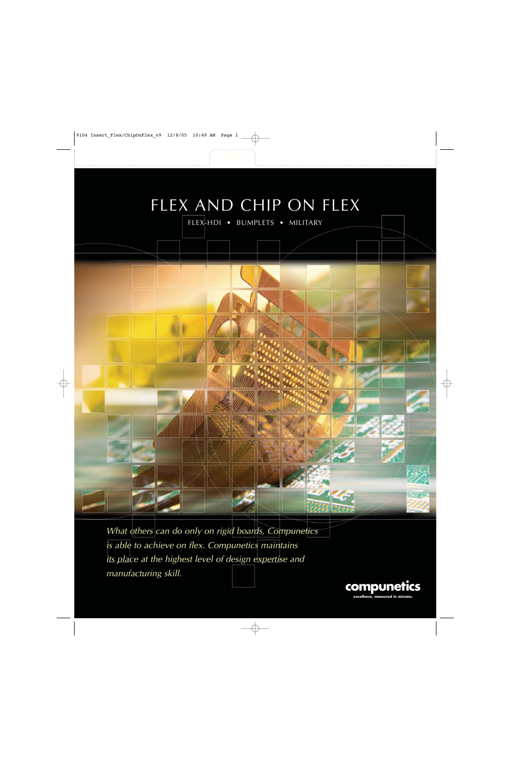# FLEX AND CHIP ON FLEX

FLEX-HDI • BUMPLETS • MILITARY

*What others can do only on rigid boards, Compunetics is able to achieve on flex. Compunetics maintains its place at the highest level of design expertise and manufacturing skill.*

**compunetics**

*excellence, measured in microns.*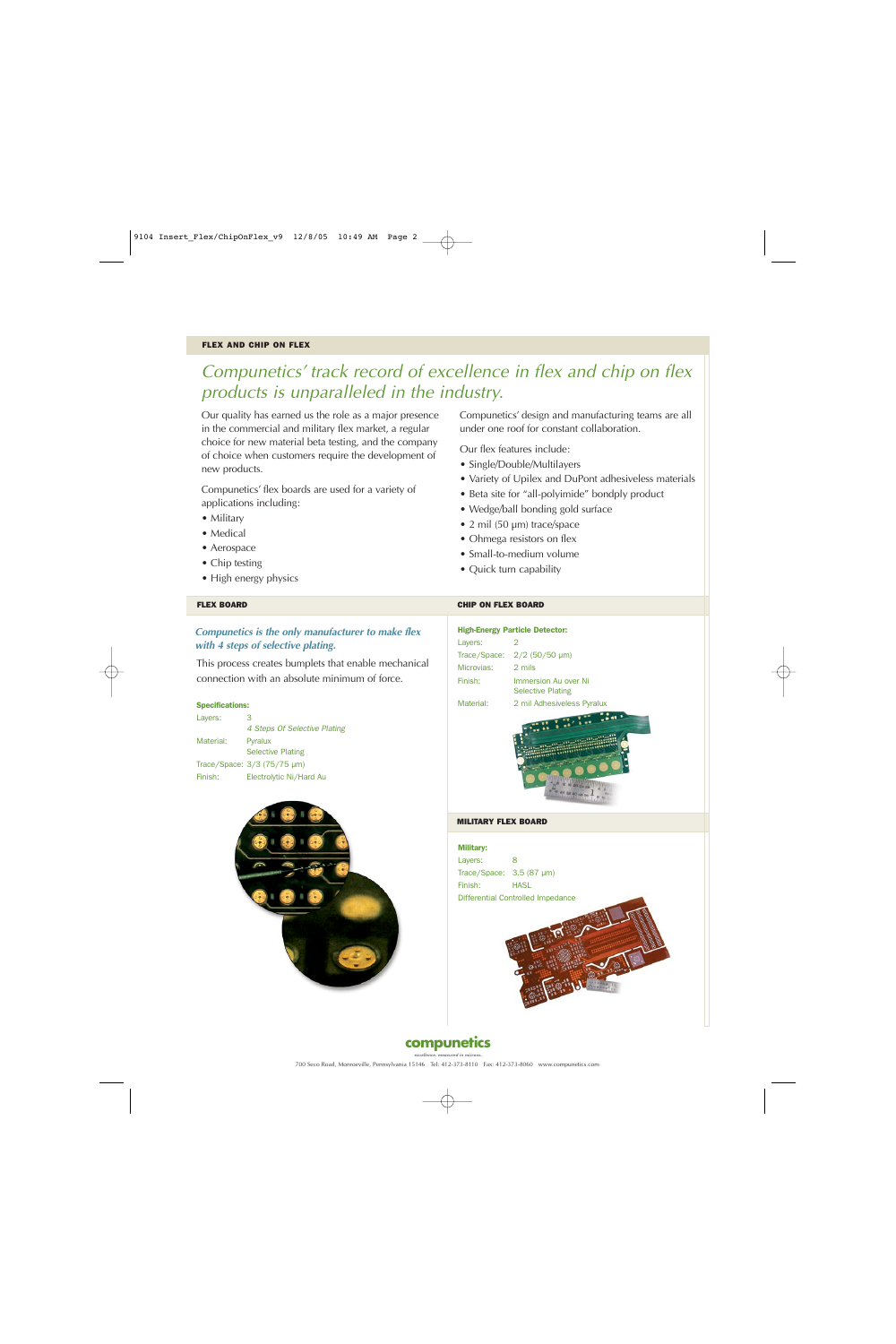## FLEX AND CHIP ON FLEX

# *Compunetics' track record of excellence in flex and chip on flex products is unparalleled in the industry.*

Our quality has earned us the role as a major presence in the commercial and military flex market, a regular choice for new material beta testing, and the company of choice when customers require the development of new products.

Compunetics' flex boards are used for a variety of applications including:

- Military
- Medical
- Aerospace
- Chip testing
- High energy physics

Compunetics' design and manufacturing teams are all under one roof for constant collaboration.

Our flex features include:

- Single/Double/Multilayers
- Variety of Upilex and DuPont adhesiveless materials
- Beta site for "all-polyimide" bondply product
- Wedge/ball bonding gold surface
- 2 mil (50 µm) trace/space
- Ohmega resistors on flex
- Small-to-medium volume
- Quick turn capability

## FLEX BOARD

***Compunetics is the only manufacturer to make flex with 4 steps of selective plating.***

This process creates bumplets that enable mechanical connection with an absolute minimum of force.

**Specifications:**

| | |
|---|---|
| Layers: | 3<br>*4 Steps Of Selective Plating* |
| Material: | Pyralux<br>Selective Plating |
| Trace/Space: | 3/3 (75/75 µm) |
| Finish: | Electrolytic Ni/Hard Au |

## CHIP ON FLEX BOARD

**High-Energy Particle Detector:**

| | |
|---|---|
| Layers: | 2 |
| Trace/Space: | 2/2 (50/50 µm) |
| Microvias: | 2 mils |
| Finish: | Immersion Au over Ni<br>Selective Plating |
| Material: | 2 mil Adhesiveless Pyralux |

## MILITARY FLEX BOARD

**Military:**

| | |
|---|---|
| Layers: | 8 |
| Trace/Space: | 3.5 (87 µm) |
| Finish: | HASL |

Differential Controlled Impedance

**compunetics**

*excellence, measured in microns.*

700 Seco Road, Monroeville, Pennsylvania 15146 Tel: 412-373-8110 Fax: 412-373-8060 www.compunetics.com